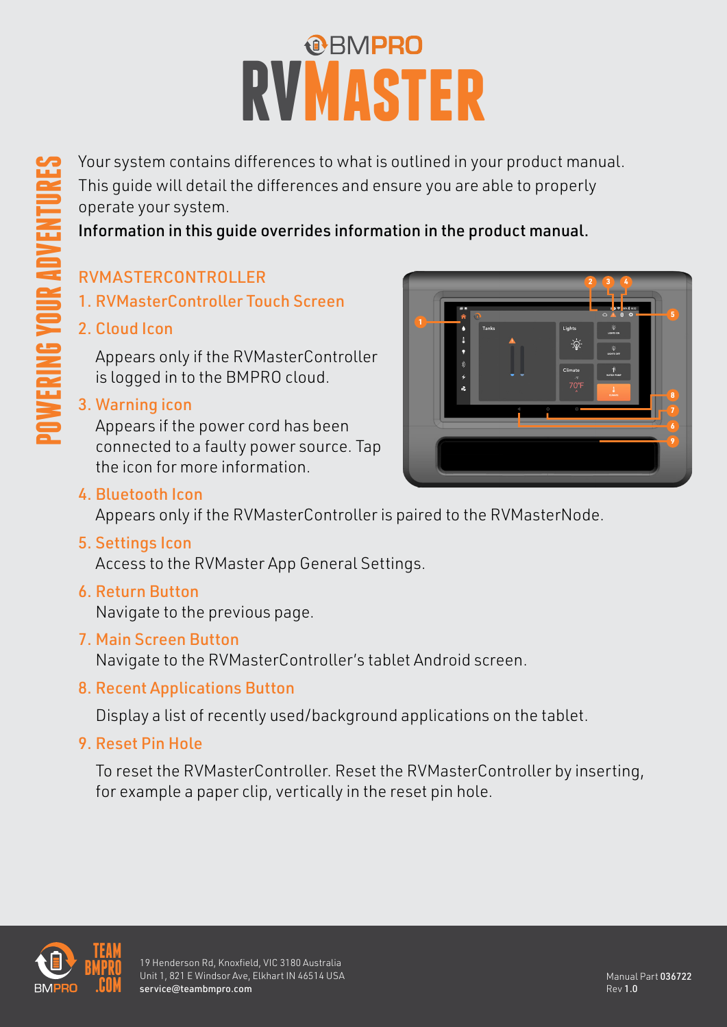# BMPRO RVMASTER

**POWERING YOUR ADVENTURES**

Your system contains differences to what is outlined in your product manual. This guide will detail the differences and ensure you are able to properly operate your system.

**Information in this guide overrides information in the product manual.**

## RVMASTERCONTROLLER

### 1. RVMasterController Touch Screen

### 2. Cloud Icon

Appears only if the RVMasterController is logged in to the BMPRO cloud.

### 3. Warning icon

Appears if the power cord has been connected to a faulty power source. Tap the icon for more information.

### 4. Bluetooth Icon

Appears only if the RVMasterController is paired to the RVMasterNode.

### 5. Settings Icon

Access to the RVMaster App General Settings.

### 6. Return Button

Navigate to the previous page.

### 7. Main Screen Button

Navigate to the RVMasterController's tablet Android screen.

### 8. Recent Applications Button

Display a list of recently used/background applications on the tablet.

### 9. Reset Pin Hole

To reset the RVMasterController. Reset the RVMasterController by inserting, for example a paper clip, vertically in the reset pin hole.

TEAM BMPRO .COM

19 Henderson Rd, Knoxfield, VIC 3180 Australia
Unit 1, 821 E Windsor Ave, Elkhart IN 46514 USA
service@teambmpro.com

Manual Part **036722**
Rev **1.0**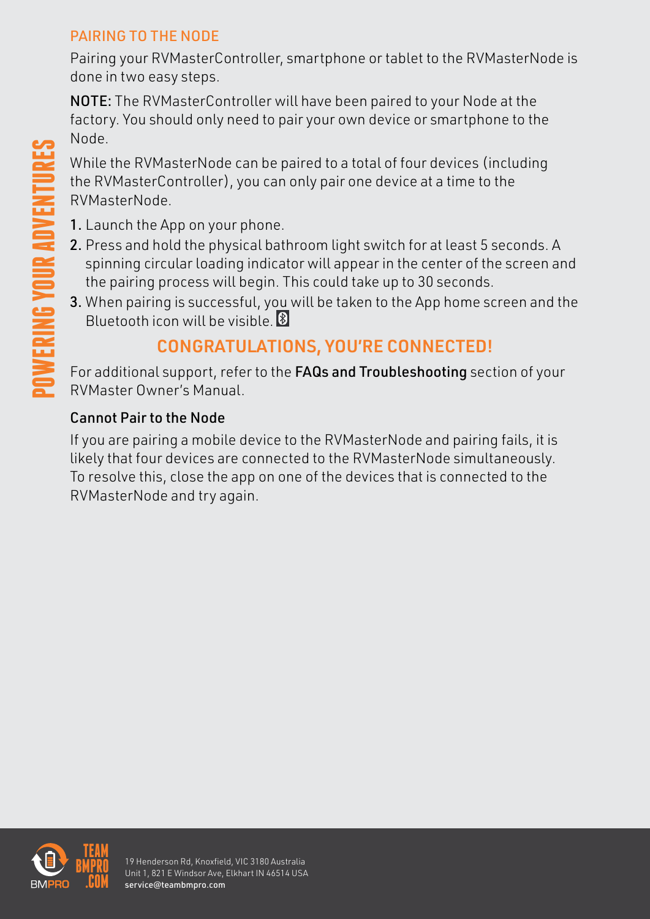## PAIRING TO THE NODE

Pairing your RVMasterController, smartphone or tablet to the RVMasterNode is done in two easy steps.

**NOTE:** The RVMasterController will have been paired to your Node at the factory. You should only need to pair your own device or smartphone to the Node.

While the RVMasterNode can be paired to a total of four devices (including the RVMasterController), you can only pair one device at a time to the RVMasterNode.

1. Launch the App on your phone.
2. Press and hold the physical bathroom light switch for at least 5 seconds. A spinning circular loading indicator will appear in the center of the screen and the pairing process will begin. This could take up to 30 seconds.
3. When pairing is successful, you will be taken to the App home screen and the Bluetooth icon will be visible.

## CONGRATULATIONS, YOU'RE CONNECTED!

For additional support, refer to the **FAQs and Troubleshooting** section of your RVMaster Owner's Manual.

### Cannot Pair to the Node

If you are pairing a mobile device to the RVMasterNode and pairing fails, it is likely that four devices are connected to the RVMasterNode simultaneously. To resolve this, close the app on one of the devices that is connected to the RVMasterNode and try again.

19 Henderson Rd, Knoxfield, VIC 3180 Australia
Unit 1, 821 E Windsor Ave, Elkhart IN 46514 USA
service@teambmpro.com